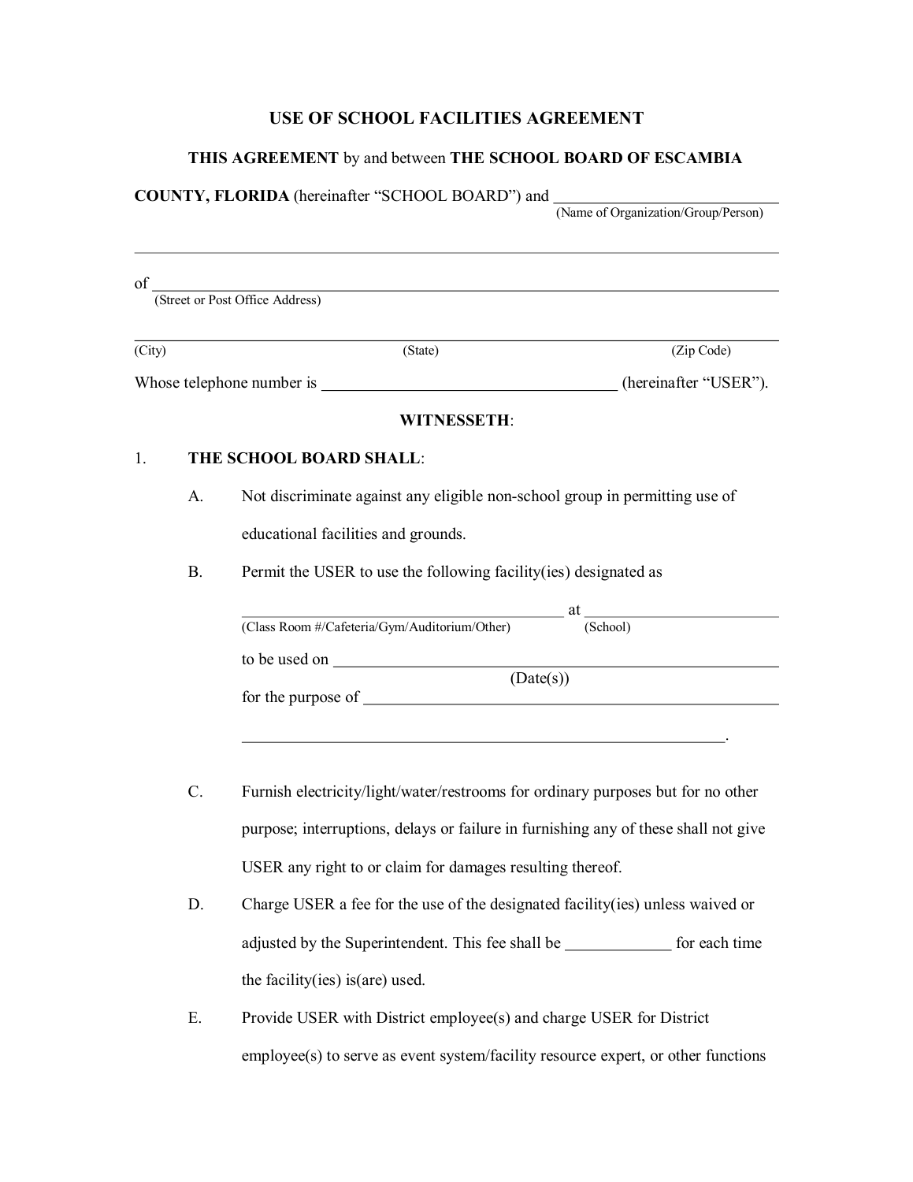# USE OF SCHOOL FACILITIES AGREEMENT

**THIS AGREEMENT** by and between **THE SCHOOL BOARD OF ESCAMBIA COUNTY, FLORIDA** (hereinafter "SCHOOL BOARD") and ______________________________
(Name of Organization/Group/Person)

______________________________________________________________________

of ______________________________________________________________________
(Street or Post Office Address)

______________________________________________________________________
(City) (State) (Zip Code)

Whose telephone number is ______________________________ (hereinafter "USER").

**WITNESSETH**:

1. **THE SCHOOL BOARD SHALL**:

   A. Not discriminate against any eligible non-school group in permitting use of educational facilities and grounds.

   B. Permit the USER to use the following facility(ies) designated as

      ______________________________ at ______________________________
      (Class Room #/Cafeteria/Gym/Auditorium/Other) (School)

      to be used on ______________________________
      (Date(s))

      for the purpose of ______________________________

      ______________________________________________________________.

   C. Furnish electricity/light/water/restrooms for ordinary purposes but for no other purpose; interruptions, delays or failure in furnishing any of these shall not give USER any right to or claim for damages resulting thereof.

   D. Charge USER a fee for the use of the designated facility(ies) unless waived or adjusted by the Superintendent. This fee shall be _____________ for each time the facility(ies) is(are) used.

   E. Provide USER with District employee(s) and charge USER for District employee(s) to serve as event system/facility resource expert, or other functions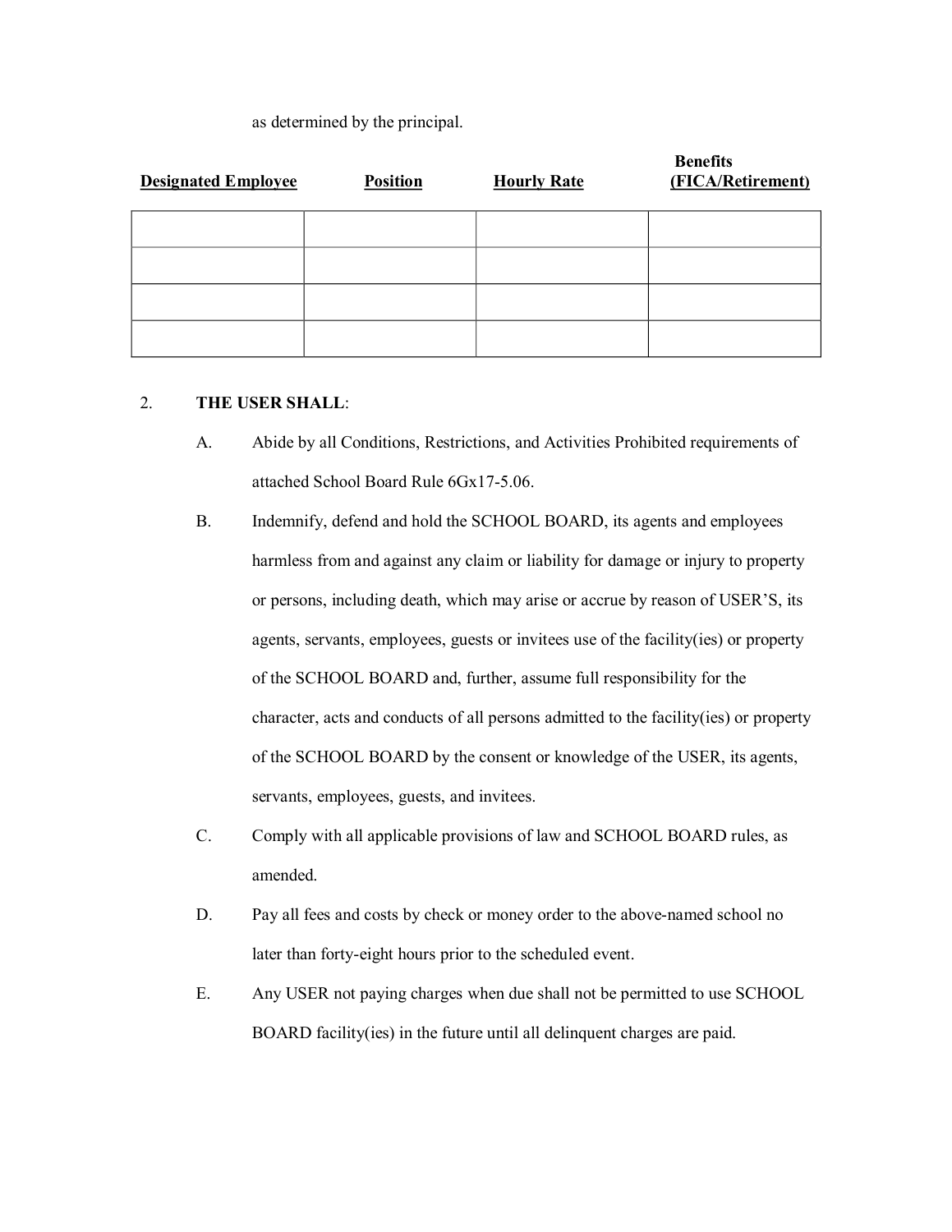as determined by the principal.

| **Designated Employee** | **Position** | **Hourly Rate** | **Benefits (FICA/Retirement)** |
|---|---|---|---|
| | | | |
| | | | |
| | | | |
| | | | |

2. **THE USER SHALL**:

   A. Abide by all Conditions, Restrictions, and Activities Prohibited requirements of attached School Board Rule 6Gx17-5.06.

   B. Indemnify, defend and hold the SCHOOL BOARD, its agents and employees harmless from and against any claim or liability for damage or injury to property or persons, including death, which may arise or accrue by reason of USER'S, its agents, servants, employees, guests or invitees use of the facility(ies) or property of the SCHOOL BOARD and, further, assume full responsibility for the character, acts and conducts of all persons admitted to the facility(ies) or property of the SCHOOL BOARD by the consent or knowledge of the USER, its agents, servants, employees, guests, and invitees.

   C. Comply with all applicable provisions of law and SCHOOL BOARD rules, as amended.

   D. Pay all fees and costs by check or money order to the above-named school no later than forty-eight hours prior to the scheduled event.

   E. Any USER not paying charges when due shall not be permitted to use SCHOOL BOARD facility(ies) in the future until all delinquent charges are paid.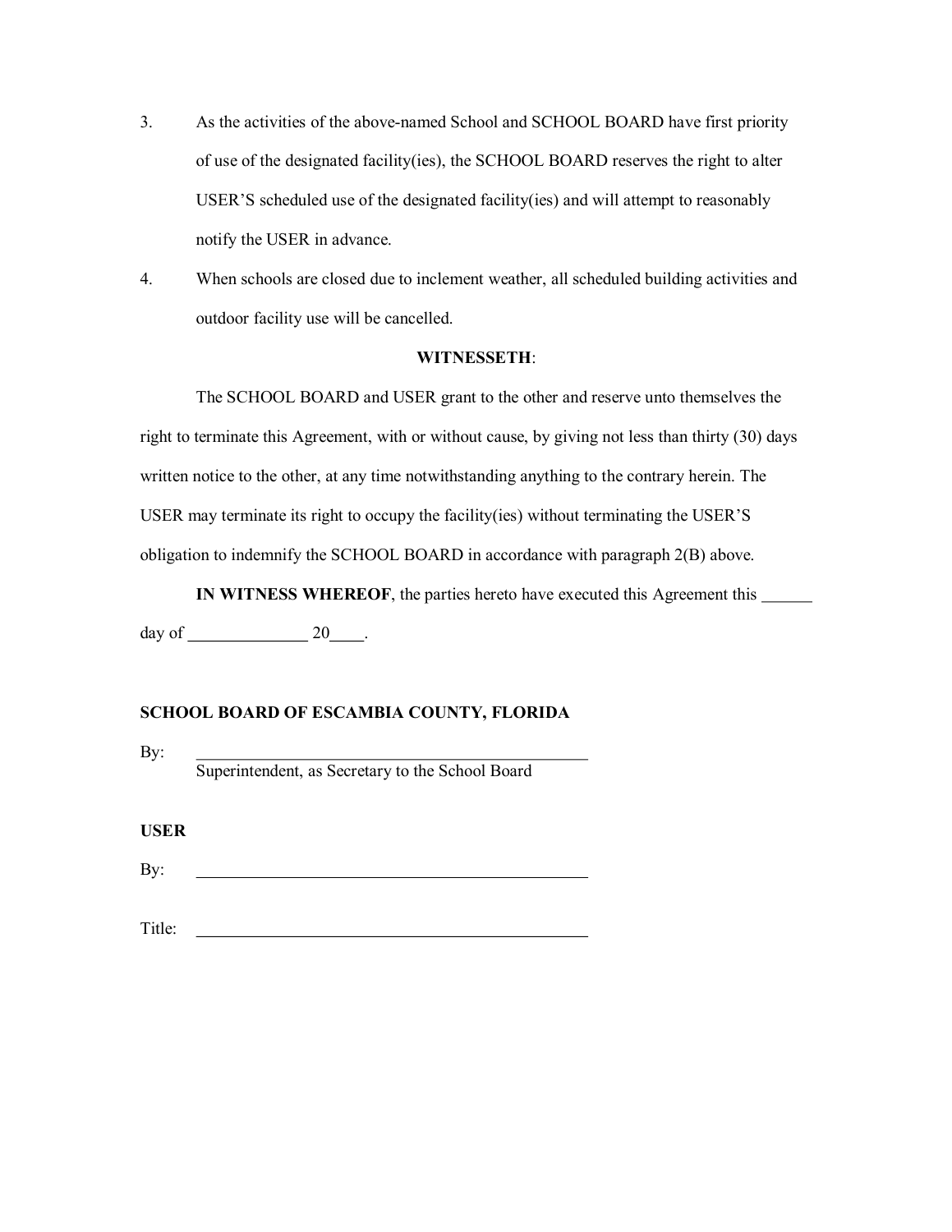3. As the activities of the above-named School and SCHOOL BOARD have first priority of use of the designated facility(ies), the SCHOOL BOARD reserves the right to alter USER'S scheduled use of the designated facility(ies) and will attempt to reasonably notify the USER in advance.

4. When schools are closed due to inclement weather, all scheduled building activities and outdoor facility use will be cancelled.

**WITNESSETH**:

The SCHOOL BOARD and USER grant to the other and reserve unto themselves the right to terminate this Agreement, with or without cause, by giving not less than thirty (30) days written notice to the other, at any time notwithstanding anything to the contrary herein. The USER may terminate its right to occupy the facility(ies) without terminating the USER'S obligation to indemnify the SCHOOL BOARD in accordance with paragraph 2(B) above.

**IN WITNESS WHEREOF**, the parties hereto have executed this Agreement this ______ day of ______________ 20____.

**SCHOOL BOARD OF ESCAMBIA COUNTY, FLORIDA**

By: ________________________________________________
Superintendent, as Secretary to the School Board

**USER**

By: ________________________________________________

Title: ________________________________________________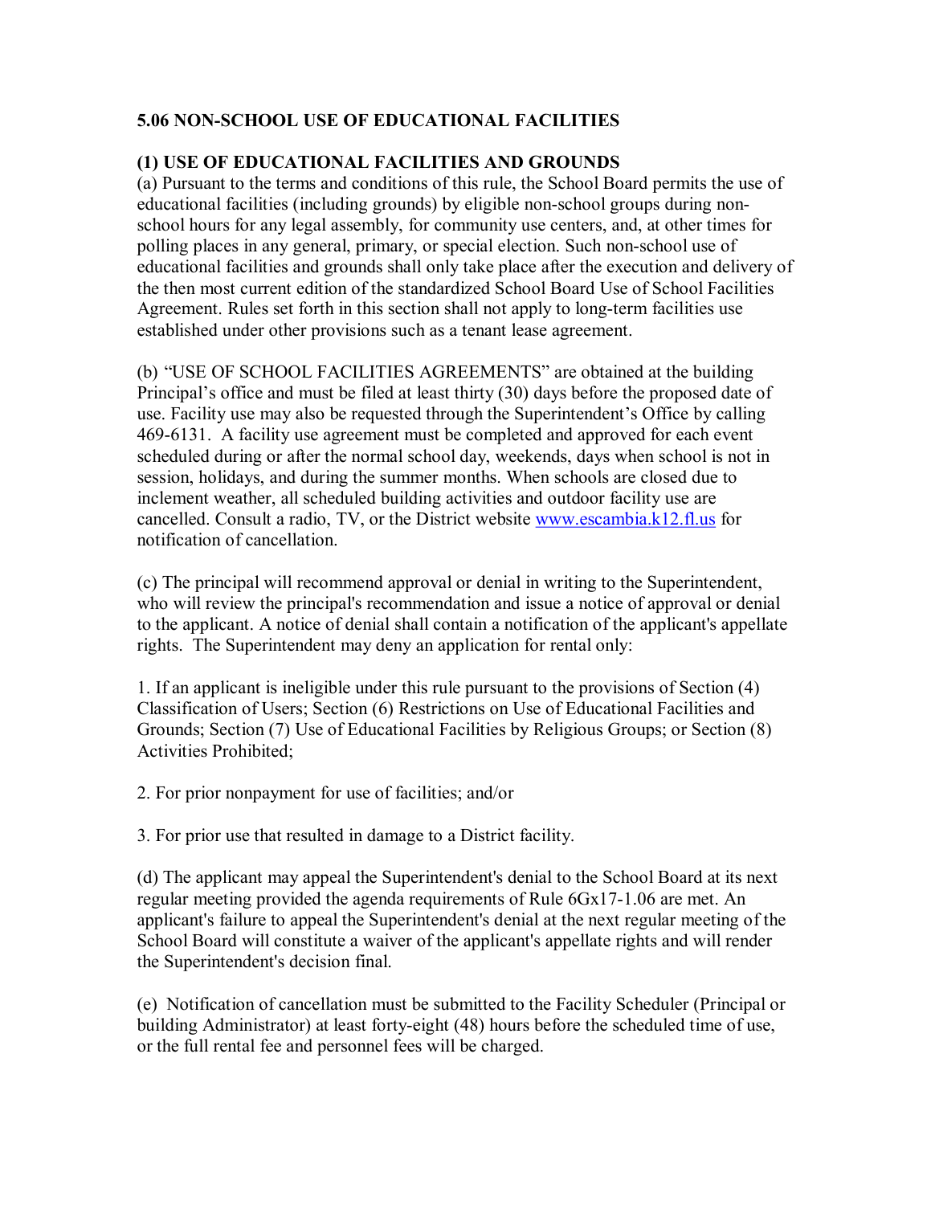## 5.06 NON-SCHOOL USE OF EDUCATIONAL FACILITIES

### (1) USE OF EDUCATIONAL FACILITIES AND GROUNDS

(a) Pursuant to the terms and conditions of this rule, the School Board permits the use of educational facilities (including grounds) by eligible non-school groups during non-school hours for any legal assembly, for community use centers, and, at other times for polling places in any general, primary, or special election. Such non-school use of educational facilities and grounds shall only take place after the execution and delivery of the then most current edition of the standardized School Board Use of School Facilities Agreement. Rules set forth in this section shall not apply to long-term facilities use established under other provisions such as a tenant lease agreement.

(b) "USE OF SCHOOL FACILITIES AGREEMENTS" are obtained at the building Principal's office and must be filed at least thirty (30) days before the proposed date of use. Facility use may also be requested through the Superintendent's Office by calling 469-6131. A facility use agreement must be completed and approved for each event scheduled during or after the normal school day, weekends, days when school is not in session, holidays, and during the summer months. When schools are closed due to inclement weather, all scheduled building activities and outdoor facility use are cancelled. Consult a radio, TV, or the District website www.escambia.k12.fl.us for notification of cancellation.

(c) The principal will recommend approval or denial in writing to the Superintendent, who will review the principal's recommendation and issue a notice of approval or denial to the applicant. A notice of denial shall contain a notification of the applicant's appellate rights. The Superintendent may deny an application for rental only:

1. If an applicant is ineligible under this rule pursuant to the provisions of Section (4) Classification of Users; Section (6) Restrictions on Use of Educational Facilities and Grounds; Section (7) Use of Educational Facilities by Religious Groups; or Section (8) Activities Prohibited;

2. For prior nonpayment for use of facilities; and/or

3. For prior use that resulted in damage to a District facility.

(d) The applicant may appeal the Superintendent's denial to the School Board at its next regular meeting provided the agenda requirements of Rule 6Gx17-1.06 are met. An applicant's failure to appeal the Superintendent's denial at the next regular meeting of the School Board will constitute a waiver of the applicant's appellate rights and will render the Superintendent's decision final.

(e) Notification of cancellation must be submitted to the Facility Scheduler (Principal or building Administrator) at least forty-eight (48) hours before the scheduled time of use, or the full rental fee and personnel fees will be charged.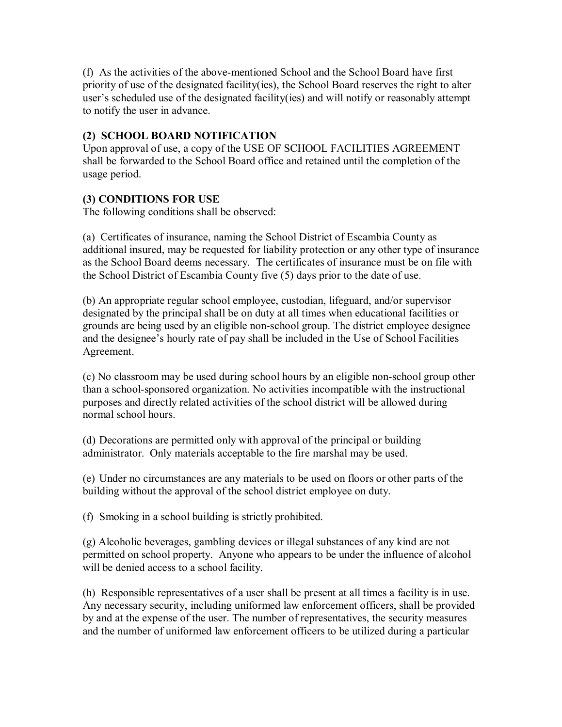(f) As the activities of the above-mentioned School and the School Board have first priority of use of the designated facility(ies), the School Board reserves the right to alter user's scheduled use of the designated facility(ies) and will notify or reasonably attempt to notify the user in advance.

**(2) SCHOOL BOARD NOTIFICATION**

Upon approval of use, a copy of the USE OF SCHOOL FACILITIES AGREEMENT shall be forwarded to the School Board office and retained until the completion of the usage period.

**(3) CONDITIONS FOR USE**

The following conditions shall be observed:

(a) Certificates of insurance, naming the School District of Escambia County as additional insured, may be requested for liability protection or any other type of insurance as the School Board deems necessary. The certificates of insurance must be on file with the School District of Escambia County five (5) days prior to the date of use.

(b) An appropriate regular school employee, custodian, lifeguard, and/or supervisor designated by the principal shall be on duty at all times when educational facilities or grounds are being used by an eligible non-school group. The district employee designee and the designee's hourly rate of pay shall be included in the Use of School Facilities Agreement.

(c) No classroom may be used during school hours by an eligible non-school group other than a school-sponsored organization. No activities incompatible with the instructional purposes and directly related activities of the school district will be allowed during normal school hours.

(d) Decorations are permitted only with approval of the principal or building administrator. Only materials acceptable to the fire marshal may be used.

(e) Under no circumstances are any materials to be used on floors or other parts of the building without the approval of the school district employee on duty.

(f) Smoking in a school building is strictly prohibited.

(g) Alcoholic beverages, gambling devices or illegal substances of any kind are not permitted on school property. Anyone who appears to be under the influence of alcohol will be denied access to a school facility.

(h) Responsible representatives of a user shall be present at all times a facility is in use. Any necessary security, including uniformed law enforcement officers, shall be provided by and at the expense of the user. The number of representatives, the security measures and the number of uniformed law enforcement officers to be utilized during a particular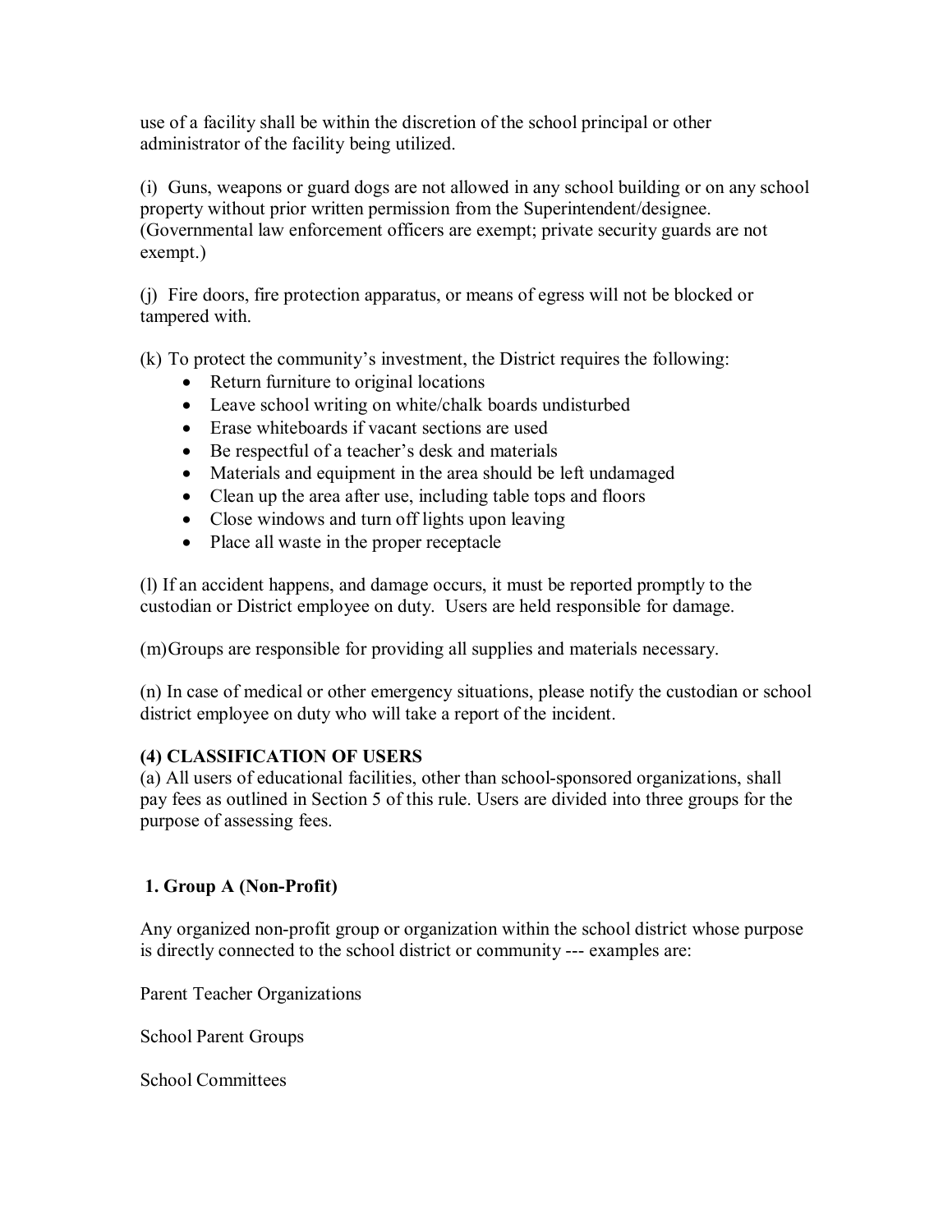use of a facility shall be within the discretion of the school principal or other administrator of the facility being utilized.

(i) Guns, weapons or guard dogs are not allowed in any school building or on any school property without prior written permission from the Superintendent/designee. (Governmental law enforcement officers are exempt; private security guards are not exempt.)

(j) Fire doors, fire protection apparatus, or means of egress will not be blocked or tampered with.

(k) To protect the community's investment, the District requires the following:

- Return furniture to original locations
- Leave school writing on white/chalk boards undisturbed
- Erase whiteboards if vacant sections are used
- Be respectful of a teacher's desk and materials
- Materials and equipment in the area should be left undamaged
- Clean up the area after use, including table tops and floors
- Close windows and turn off lights upon leaving
- Place all waste in the proper receptacle

(l) If an accident happens, and damage occurs, it must be reported promptly to the custodian or District employee on duty. Users are held responsible for damage.

(m) Groups are responsible for providing all supplies and materials necessary.

(n) In case of medical or other emergency situations, please notify the custodian or school district employee on duty who will take a report of the incident.

**(4) CLASSIFICATION OF USERS**

(a) All users of educational facilities, other than school-sponsored organizations, shall pay fees as outlined in Section 5 of this rule. Users are divided into three groups for the purpose of assessing fees.

**1. Group A (Non-Profit)**

Any organized non-profit group or organization within the school district whose purpose is directly connected to the school district or community --- examples are:

Parent Teacher Organizations

School Parent Groups

School Committees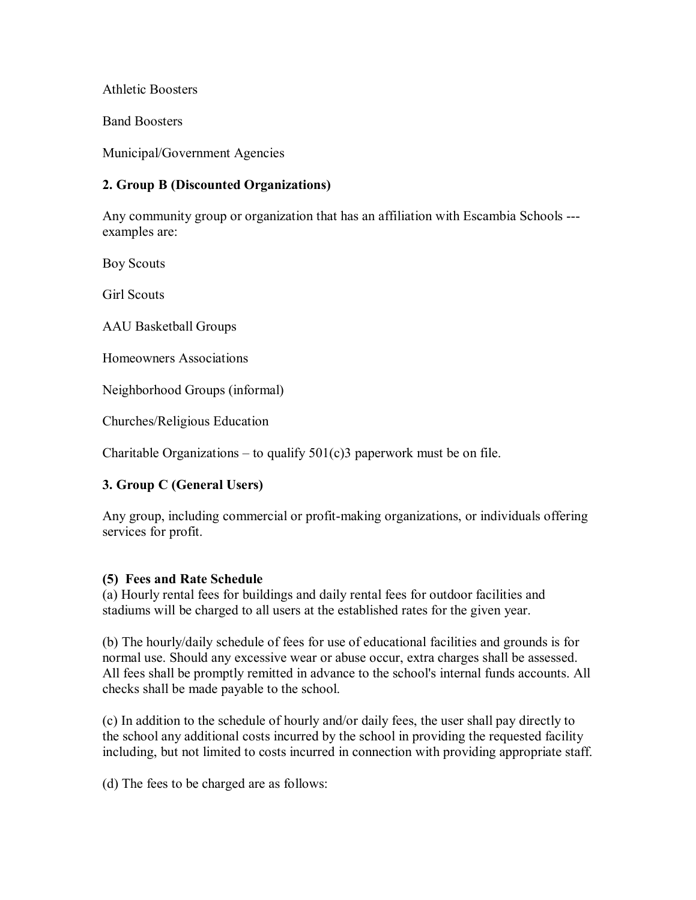Athletic Boosters

Band Boosters

Municipal/Government Agencies

**2. Group B (Discounted Organizations)**

Any community group or organization that has an affiliation with Escambia Schools --- examples are:

Boy Scouts

Girl Scouts

AAU Basketball Groups

Homeowners Associations

Neighborhood Groups (informal)

Churches/Religious Education

Charitable Organizations – to qualify 501(c)3 paperwork must be on file.

**3. Group C (General Users)**

Any group, including commercial or profit-making organizations, or individuals offering services for profit.

**(5) Fees and Rate Schedule**

(a) Hourly rental fees for buildings and daily rental fees for outdoor facilities and stadiums will be charged to all users at the established rates for the given year.

(b) The hourly/daily schedule of fees for use of educational facilities and grounds is for normal use. Should any excessive wear or abuse occur, extra charges shall be assessed. All fees shall be promptly remitted in advance to the school's internal funds accounts. All checks shall be made payable to the school.

(c) In addition to the schedule of hourly and/or daily fees, the user shall pay directly to the school any additional costs incurred by the school in providing the requested facility including, but not limited to costs incurred in connection with providing appropriate staff.

(d) The fees to be charged are as follows: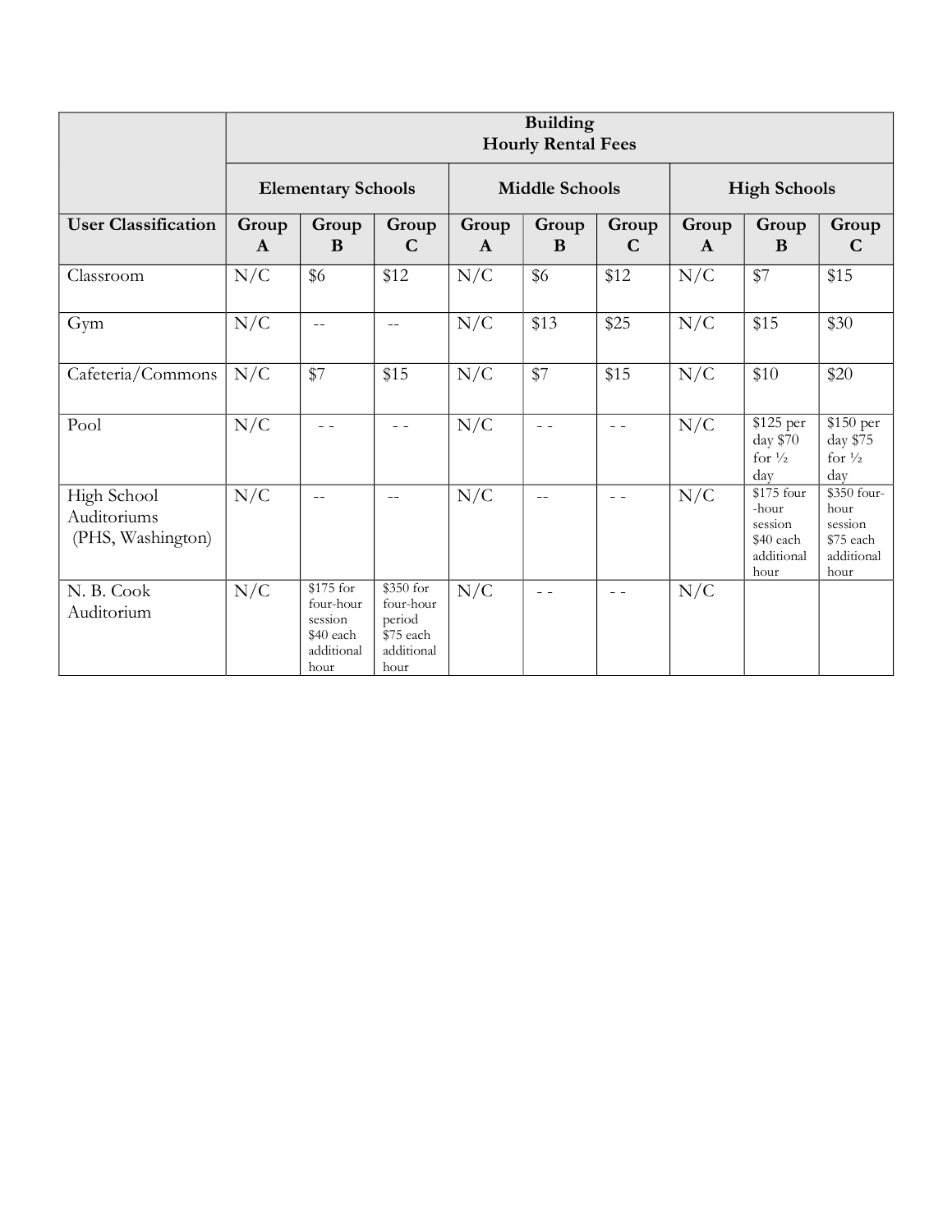| | Building Hourly Rental Fees | | | | | | | | |
|---|---|---|---|---|---|---|---|---|---|
| | Elementary Schools | | | Middle Schools | | | High Schools | | |
| **User Classification** | **Group A** | **Group B** | **Group C** | **Group A** | **Group B** | **Group C** | **Group A** | **Group B** | **Group C** |
| Classroom | N/C | $6 | $12 | N/C | $6 | $12 | N/C | $7 | $15 |
| Gym | N/C | -- | -- | N/C | $13 | $25 | N/C | $15 | $30 |
| Cafeteria/Commons | N/C | $7 | $15 | N/C | $7 | $15 | N/C | $10 | $20 |
| Pool | N/C | - - | - - | N/C | - - | - - | N/C | $125 per day $70 for ½ day | $150 per day $75 for ½ day |
| High School Auditoriums (PHS, Washington) | N/C | -- | -- | N/C | -- | - - | N/C | $175 four -hour session $40 each additional hour | $350 four-hour session $75 each additional hour |
| N. B. Cook Auditorium | N/C | $175 for four-hour session $40 each additional hour | $350 for four-hour period $75 each additional hour | N/C | - - | - - | N/C | | |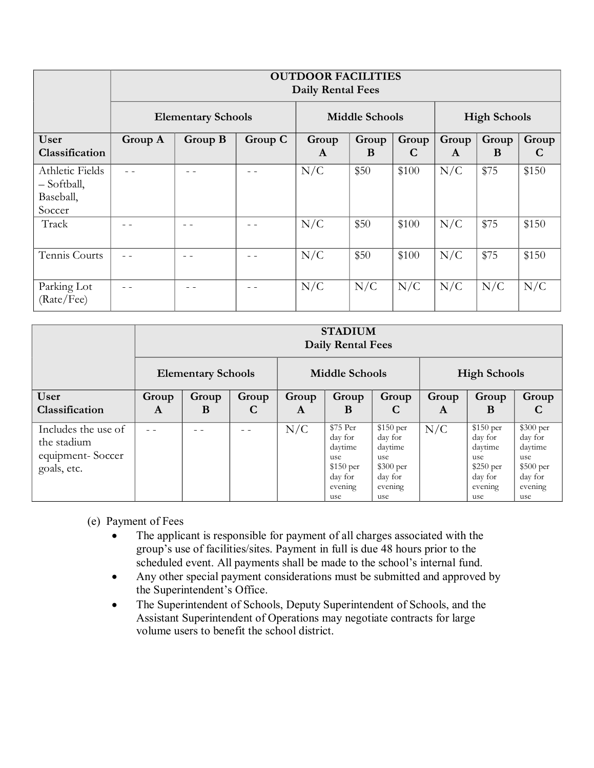| | OUTDOOR FACILITIES Daily Rental Fees | | | | | | | | |
|---|---|---|---|---|---|---|---|---|---|
| | Elementary Schools | | | Middle Schools | | | High Schools | | |
| User Classification | Group A | Group B | Group C | Group A | Group B | Group C | Group A | Group B | Group C |
| Athletic Fields – Softball, Baseball, Soccer | - - | - - | - - | N/C | $50 | $100 | N/C | $75 | $150 |
| Track | - - | - - | - - | N/C | $50 | $100 | N/C | $75 | $150 |
| Tennis Courts | - - | - - | - - | N/C | $50 | $100 | N/C | $75 | $150 |
| Parking Lot (Rate/Fee) | - - | - - | - - | N/C | N/C | N/C | N/C | N/C | N/C |

| | STADIUM Daily Rental Fees | | | | | | | | |
|---|---|---|---|---|---|---|---|---|---|
| | Elementary Schools | | | Middle Schools | | | High Schools | | |
| User Classification | Group A | Group B | Group C | Group A | Group B | Group C | Group A | Group B | Group C |
| Includes the use of the stadium equipment- Soccer goals, etc. | - - | - - | - - | N/C | $75 Per day for daytime use $150 per day for evening use | $150 per day for daytime use $300 per day for evening use | N/C | $150 per day for daytime use $250 per day for evening use | $300 per day for daytime use $500 per day for evening use |

(e) Payment of Fees

- The applicant is responsible for payment of all charges associated with the group's use of facilities/sites. Payment in full is due 48 hours prior to the scheduled event. All payments shall be made to the school's internal fund.
- Any other special payment considerations must be submitted and approved by the Superintendent's Office.
- The Superintendent of Schools, Deputy Superintendent of Schools, and the Assistant Superintendent of Operations may negotiate contracts for large volume users to benefit the school district.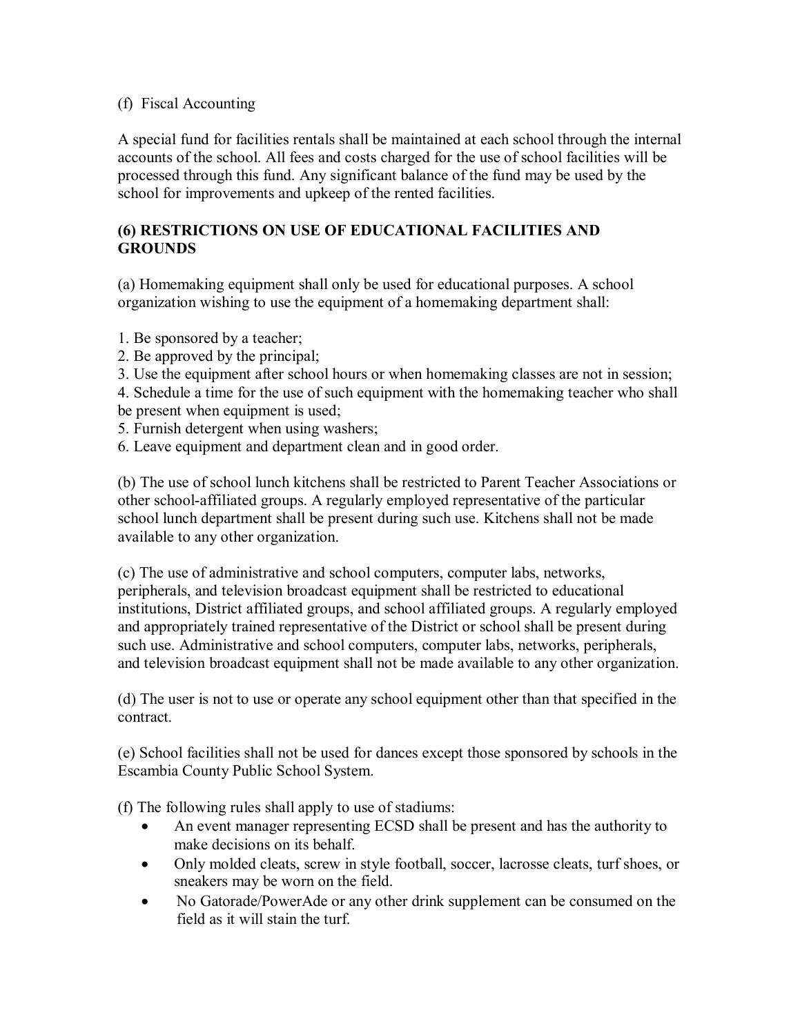(f) Fiscal Accounting

A special fund for facilities rentals shall be maintained at each school through the internal accounts of the school. All fees and costs charged for the use of school facilities will be processed through this fund. Any significant balance of the fund may be used by the school for improvements and upkeep of the rented facilities.

## (6) RESTRICTIONS ON USE OF EDUCATIONAL FACILITIES AND GROUNDS

(a) Homemaking equipment shall only be used for educational purposes. A school organization wishing to use the equipment of a homemaking department shall:

1. Be sponsored by a teacher;
2. Be approved by the principal;
3. Use the equipment after school hours or when homemaking classes are not in session;
4. Schedule a time for the use of such equipment with the homemaking teacher who shall be present when equipment is used;
5. Furnish detergent when using washers;
6. Leave equipment and department clean and in good order.

(b) The use of school lunch kitchens shall be restricted to Parent Teacher Associations or other school-affiliated groups. A regularly employed representative of the particular school lunch department shall be present during such use. Kitchens shall not be made available to any other organization.

(c) The use of administrative and school computers, computer labs, networks, peripherals, and television broadcast equipment shall be restricted to educational institutions, District affiliated groups, and school affiliated groups. A regularly employed and appropriately trained representative of the District or school shall be present during such use. Administrative and school computers, computer labs, networks, peripherals, and television broadcast equipment shall not be made available to any other organization.

(d) The user is not to use or operate any school equipment other than that specified in the contract.

(e) School facilities shall not be used for dances except those sponsored by schools in the Escambia County Public School System.

(f) The following rules shall apply to use of stadiums:

- An event manager representing ECSD shall be present and has the authority to make decisions on its behalf.
- Only molded cleats, screw in style football, soccer, lacrosse cleats, turf shoes, or sneakers may be worn on the field.
- No Gatorade/PowerAde or any other drink supplement can be consumed on the field as it will stain the turf.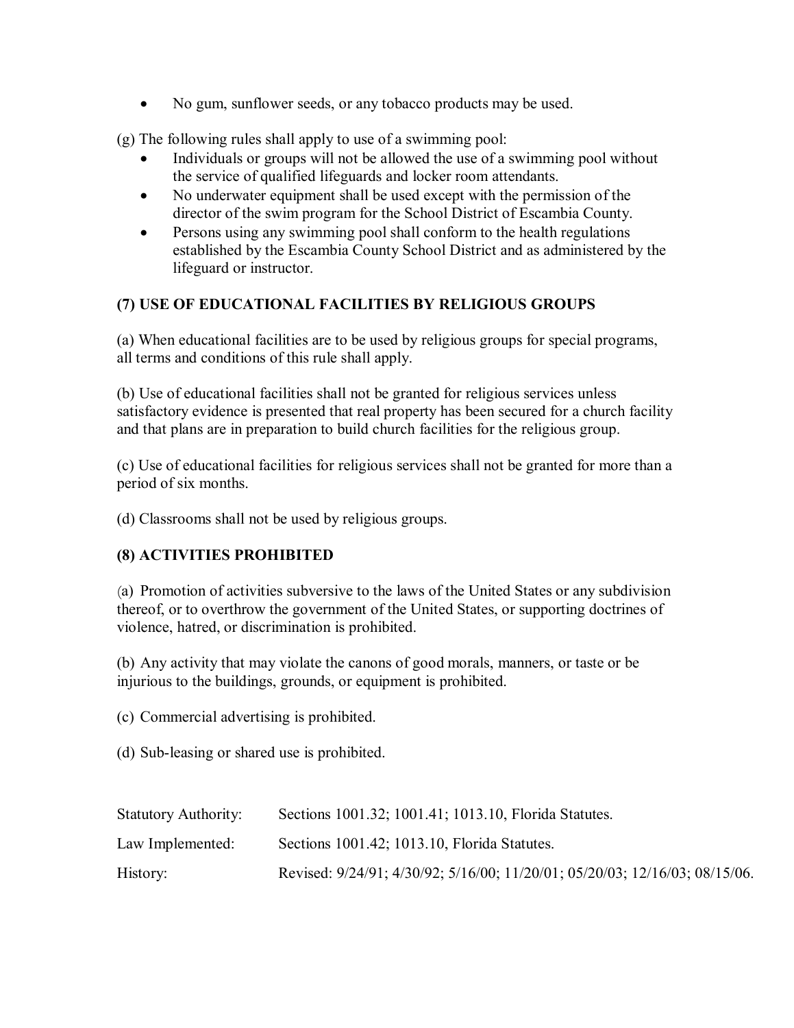- No gum, sunflower seeds, or any tobacco products may be used.

(g) The following rules shall apply to use of a swimming pool:

- Individuals or groups will not be allowed the use of a swimming pool without the service of qualified lifeguards and locker room attendants.
- No underwater equipment shall be used except with the permission of the director of the swim program for the School District of Escambia County.
- Persons using any swimming pool shall conform to the health regulations established by the Escambia County School District and as administered by the lifeguard or instructor.

**(7) USE OF EDUCATIONAL FACILITIES BY RELIGIOUS GROUPS**

(a) When educational facilities are to be used by religious groups for special programs, all terms and conditions of this rule shall apply.

(b) Use of educational facilities shall not be granted for religious services unless satisfactory evidence is presented that real property has been secured for a church facility and that plans are in preparation to build church facilities for the religious group.

(c) Use of educational facilities for religious services shall not be granted for more than a period of six months.

(d) Classrooms shall not be used by religious groups.

**(8) ACTIVITIES PROHIBITED**

(a) Promotion of activities subversive to the laws of the United States or any subdivision thereof, or to overthrow the government of the United States, or supporting doctrines of violence, hatred, or discrimination is prohibited.

(b) Any activity that may violate the canons of good morals, manners, or taste or be injurious to the buildings, grounds, or equipment is prohibited.

(c) Commercial advertising is prohibited.

(d) Sub-leasing or shared use is prohibited.

| | |
|---|---|
| Statutory Authority: | Sections 1001.32; 1001.41; 1013.10, Florida Statutes. |
| Law Implemented: | Sections 1001.42; 1013.10, Florida Statutes. |
| History: | Revised: 9/24/91; 4/30/92; 5/16/00; 11/20/01; 05/20/03; 12/16/03; 08/15/06. |